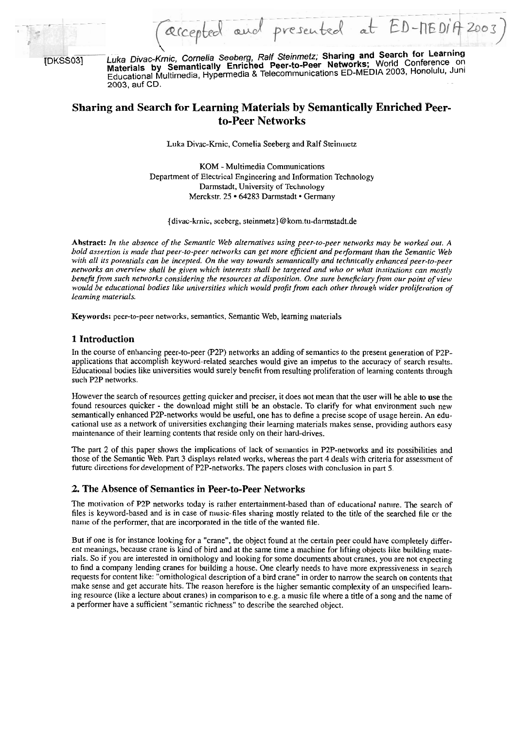(accepted and presented at ED-MEDIA 2003)

[DKSS03] *Luka Divac-Krnic, Cornelia Seeberg, Ralf Steinmetz;* **Sharing and Search for Learning Materials by Semantically Enriched Peer-to-Peer Networks;** World Conference on Educational Multimedia, Hypermedia & Telecommunications ED-MEDIA 2003, Honolulu, Juni 2003, auf CD.

# Sharing and Search for Learning Materials by Semantically Enriched Peer-to-Peer Networks

Luka Divac-Krnic, Cornelia Seeberg and Ralf Steinmetz

KOM - Multimedia Communications
Department of Electrical Engineering and Information Technology
Darmstadt, University of Technology
Merckstr. 25 • 64283 Darmstadt • Germany

{divac-krnic, seeberg, steinmetz}@kom.tu-darmstadt.de

**Abstract:** *In the absence of the Semantic Web alternatives using peer-to-peer networks may be worked out. A bold assertion is made that peer-to-peer networks can get more efficient and performant than the Semantic Web with all its potentials can be incepted. On the way towards semantically and technically enhanced peer-to-peer networks an overview shall be given which interests shall be targeted and who or what institutions can mostly benefit from such networks considering the resources at disposition. One sure beneficiary from our point of view would be educational bodies like universities which would profit from each other through wider proliferation of learning materials.*

**Keywords:** peer-to-peer networks, semantics, Semantic Web, learning materials

## 1 Introduction

In the course of enhancing peer-to-peer (P2P) networks an adding of semantics to the present generation of P2P-applications that accomplish keyword-related searches would give an impetus to the accuracy of search results. Educational bodies like universities would surely benefit from resulting proliferation of learning contents through such P2P networks.

However the search of resources getting quicker and preciser, it does not mean that the user will be able to use the found resources quicker - the download might still be an obstacle. To clarify for what environment such new semantically enhanced P2P-networks would be useful, one has to define a precise scope of usage herein. An educational use as a network of universities exchanging their learning materials makes sense, providing authors easy maintenance of their learning contents that reside only on their hard-drives.

The part 2 of this paper shows the implications of lack of semantics in P2P-networks and its possibilities and those of the Semantic Web. Part 3 displays related works, whereas the part 4 deals with criteria for assessment of future directions for development of P2P-networks. The papers closes with conclusion in part 5.

## 2. The Absence of Semantics in Peer-to-Peer Networks

The motivation of P2P networks today is rather entertainment-based than of educational nature. The search of files is keyword-based and is in case of music-files sharing mostly related to the title of the searched file or the name of the performer, that are incorporated in the title of the wanted file.

But if one is for instance looking for a "crane", the object found at the certain peer could have completely different meanings, because crane is kind of bird and at the same time a machine for lifting objects like building materials. So if you are interested in ornithology and looking for some documents about cranes, you are not expecting to find a company lending cranes for building a house. One clearly needs to have more expressiveness in search requests for content like: "ornithological description of a bird crane" in order to narrow the search on contents that make sense and get accurate hits. The reason herefore is the higher semantic complexity of an unspecified learning resource (like a lecture about cranes) in comparison to e.g. a music file where a title of a song and the name of a performer have a sufficient "semantic richness" to describe the searched object.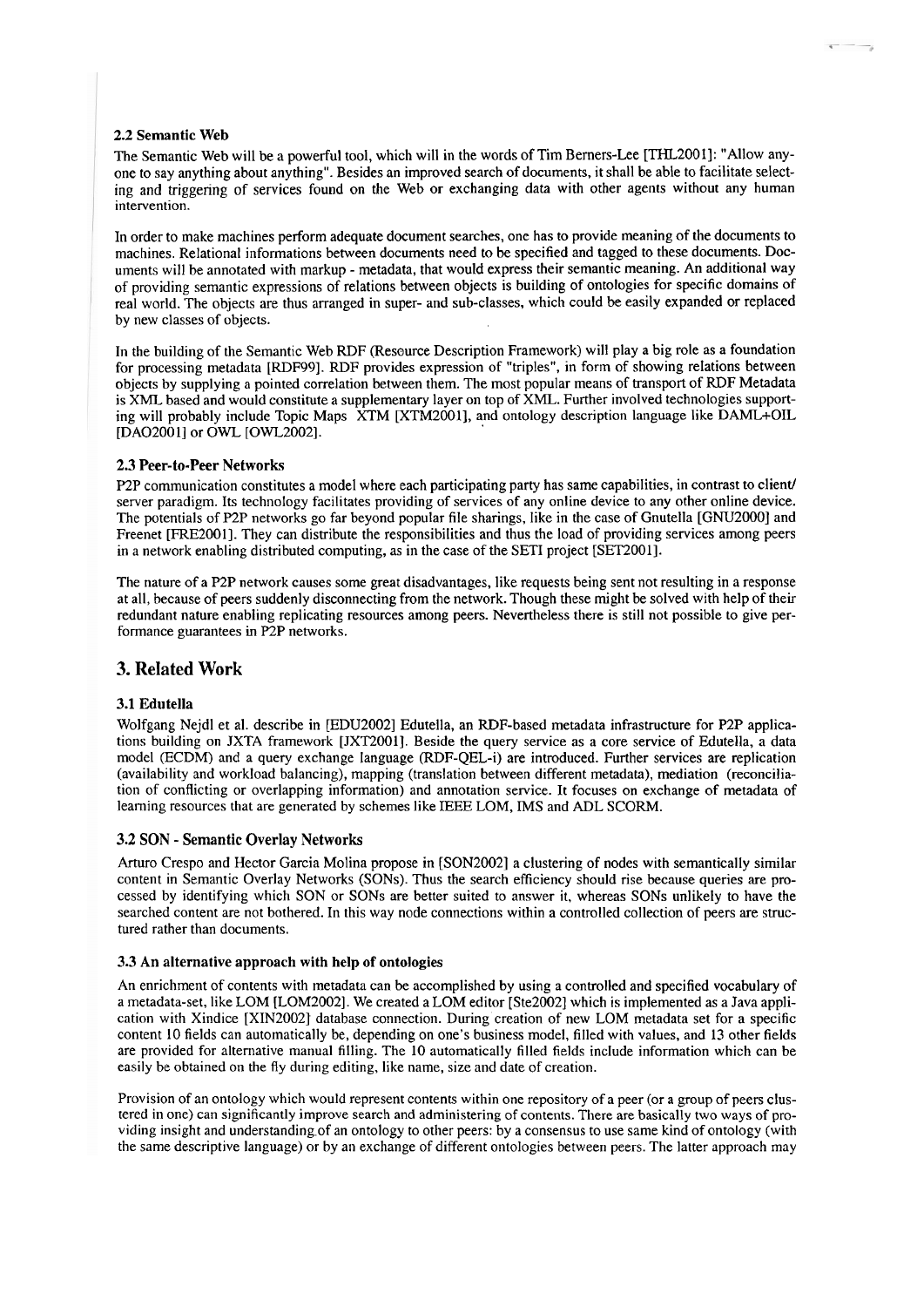### 2.2 Semantic Web

The Semantic Web will be a powerful tool, which will in the words of Tim Berners-Lee [THL2001]: "Allow anyone to say anything about anything". Besides an improved search of documents, it shall be able to facilitate selecting and triggering of services found on the Web or exchanging data with other agents without any human intervention.

In order to make machines perform adequate document searches, one has to provide meaning of the documents to machines. Relational informations between documents need to be specified and tagged to these documents. Documents will be annotated with markup - metadata, that would express their semantic meaning. An additional way of providing semantic expressions of relations between objects is building of ontologies for specific domains of real world. The objects are thus arranged in super- and sub-classes, which could be easily expanded or replaced by new classes of objects.

In the building of the Semantic Web RDF (Resource Description Framework) will play a big role as a foundation for processing metadata [RDF99]. RDF provides expression of "triples", in form of showing relations between objects by supplying a pointed correlation between them. The most popular means of transport of RDF Metadata is XML based and would constitute a supplementary layer on top of XML. Further involved technologies supporting will probably include Topic Maps XTM [XTM2001], and ontology description language like DAML+OIL [DAO2001] or OWL [OWL2002].

### 2.3 Peer-to-Peer Networks

P2P communication constitutes a model where each participating party has same capabilities, in contrast to client/server paradigm. Its technology facilitates providing of services of any online device to any other online device. The potentials of P2P networks go far beyond popular file sharings, like in the case of Gnutella [GNU2000] and Freenet [FRE2001]. They can distribute the responsibilities and thus the load of providing services among peers in a network enabling distributed computing, as in the case of the SETI project [SET2001].

The nature of a P2P network causes some great disadvantages, like requests being sent not resulting in a response at all, because of peers suddenly disconnecting from the network. Though these might be solved with help of their redundant nature enabling replicating resources among peers. Nevertheless there is still not possible to give performance guarantees in P2P networks.

## 3. Related Work

### 3.1 Edutella

Wolfgang Nejdl et al. describe in [EDU2002] Edutella, an RDF-based metadata infrastructure for P2P applications building on JXTA framework [JXT2001]. Beside the query service as a core service of Edutella, a data model (ECDM) and a query exchange language (RDF-QEL-i) are introduced. Further services are replication (availability and workload balancing), mapping (translation between different metadata), mediation (reconciliation of conflicting or overlapping information) and annotation service. It focuses on exchange of metadata of learning resources that are generated by schemes like IEEE LOM, IMS and ADL SCORM.

### 3.2 SON - Semantic Overlay Networks

Arturo Crespo and Hector Garcia Molina propose in [SON2002] a clustering of nodes with semantically similar content in Semantic Overlay Networks (SONs). Thus the search efficiency should rise because queries are processed by identifying which SON or SONs are better suited to answer it, whereas SONs unlikely to have the searched content are not bothered. In this way node connections within a controlled collection of peers are structured rather than documents.

### 3.3 An alternative approach with help of ontologies

An enrichment of contents with metadata can be accomplished by using a controlled and specified vocabulary of a metadata-set, like LOM [LOM2002]. We created a LOM editor [Ste2002] which is implemented as a Java application with Xindice [XIN2002] database connection. During creation of new LOM metadata set for a specific content 10 fields can automatically be, depending on one's business model, filled with values, and 13 other fields are provided for alternative manual filling. The 10 automatically filled fields include information which can be easily be obtained on the fly during editing, like name, size and date of creation.

Provision of an ontology which would represent contents within one repository of a peer (or a group of peers clustered in one) can significantly improve search and administering of contents. There are basically two ways of providing insight and understanding of an ontology to other peers: by a consensus to use same kind of ontology (with the same descriptive language) or by an exchange of different ontologies between peers. The latter approach may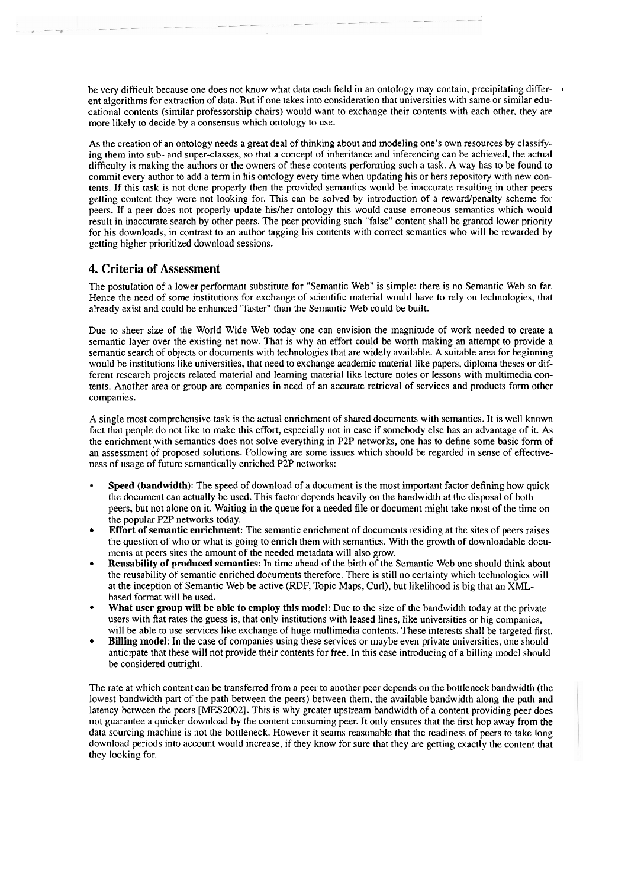be very difficult because one does not know what data each field in an ontology may contain, precipitating different algorithms for extraction of data. But if one takes into consideration that universities with same or similar educational contents (similar professorship chairs) would want to exchange their contents with each other, they are more likely to decide by a consensus which ontology to use.

As the creation of an ontology needs a great deal of thinking about and modeling one's own resources by classifying them into sub- and super-classes, so that a concept of inheritance and inferencing can be achieved, the actual difficulty is making the authors or the owners of these contents performing such a task. A way has to be found to commit every author to add a term in his ontology every time when updating his or hers repository with new contents. If this task is not done properly then the provided semantics would be inaccurate resulting in other peers getting content they were not looking for. This can be solved by introduction of a reward/penalty scheme for peers. If a peer does not properly update his/her ontology this would cause erroneous semantics which would result in inaccurate search by other peers. The peer providing such "false" content shall be granted lower priority for his downloads, in contrast to an author tagging his contents with correct semantics who will be rewarded by getting higher prioritized download sessions.

## 4. Criteria of Assessment

The postulation of a lower performant substitute for "Semantic Web" is simple: there is no Semantic Web so far. Hence the need of some institutions for exchange of scientific material would have to rely on technologies, that already exist and could be enhanced "faster" than the Semantic Web could be built.

Due to sheer size of the World Wide Web today one can envision the magnitude of work needed to create a semantic layer over the existing net now. That is why an effort could be worth making an attempt to provide a semantic search of objects or documents with technologies that are widely available. A suitable area for beginning would be institutions like universities, that need to exchange academic material like papers, diploma theses or different research projects related material and learning material like lecture notes or lessons with multimedia contents. Another area or group are companies in need of an accurate retrieval of services and products form other companies.

A single most comprehensive task is the actual enrichment of shared documents with semantics. It is well known fact that people do not like to make this effort, especially not in case if somebody else has an advantage of it. As the enrichment with semantics does not solve everything in P2P networks, one has to define some basic form of an assessment of proposed solutions. Following are some issues which should be regarded in sense of effectiveness of usage of future semantically enriched P2P networks:

- **Speed (bandwidth)**: The speed of download of a document is the most important factor defining how quick the document can actually be used. This factor depends heavily on the bandwidth at the disposal of both peers, but not alone on it. Waiting in the queue for a needed file or document might take most of the time on the popular P2P networks today.
- **Effort of semantic enrichment**: The semantic enrichment of documents residing at the sites of peers raises the question of who or what is going to enrich them with semantics. With the growth of downloadable documents at peers sites the amount of the needed metadata will also grow.
- **Reusability of produced semantics**: In time ahead of the birth of the Semantic Web one should think about the reusability of semantic enriched documents therefore. There is still no certainty which technologies will at the inception of Semantic Web be active (RDF, Topic Maps, Curl), but likelihood is big that an XML-based format will be used.
- **What user group will be able to employ this model**: Due to the size of the bandwidth today at the private users with flat rates the guess is, that only institutions with leased lines, like universities or big companies, will be able to use services like exchange of huge multimedia contents. These interests shall be targeted first.
- **Billing model**: In the case of companies using these services or maybe even private universities, one should anticipate that these will not provide their contents for free. In this case introducing of a billing model should be considered outright.

The rate at which content can be transferred from a peer to another peer depends on the bottleneck bandwidth (the lowest bandwidth part of the path between the peers) between them, the available bandwidth along the path and latency between the peers [MES2002]. This is why greater upstream bandwidth of a content providing peer does not guarantee a quicker download by the content consuming peer. It only ensures that the first hop away from the data sourcing machine is not the bottleneck. However it seams reasonable that the readiness of peers to take long download periods into account would increase, if they know for sure that they are getting exactly the content that they looking for.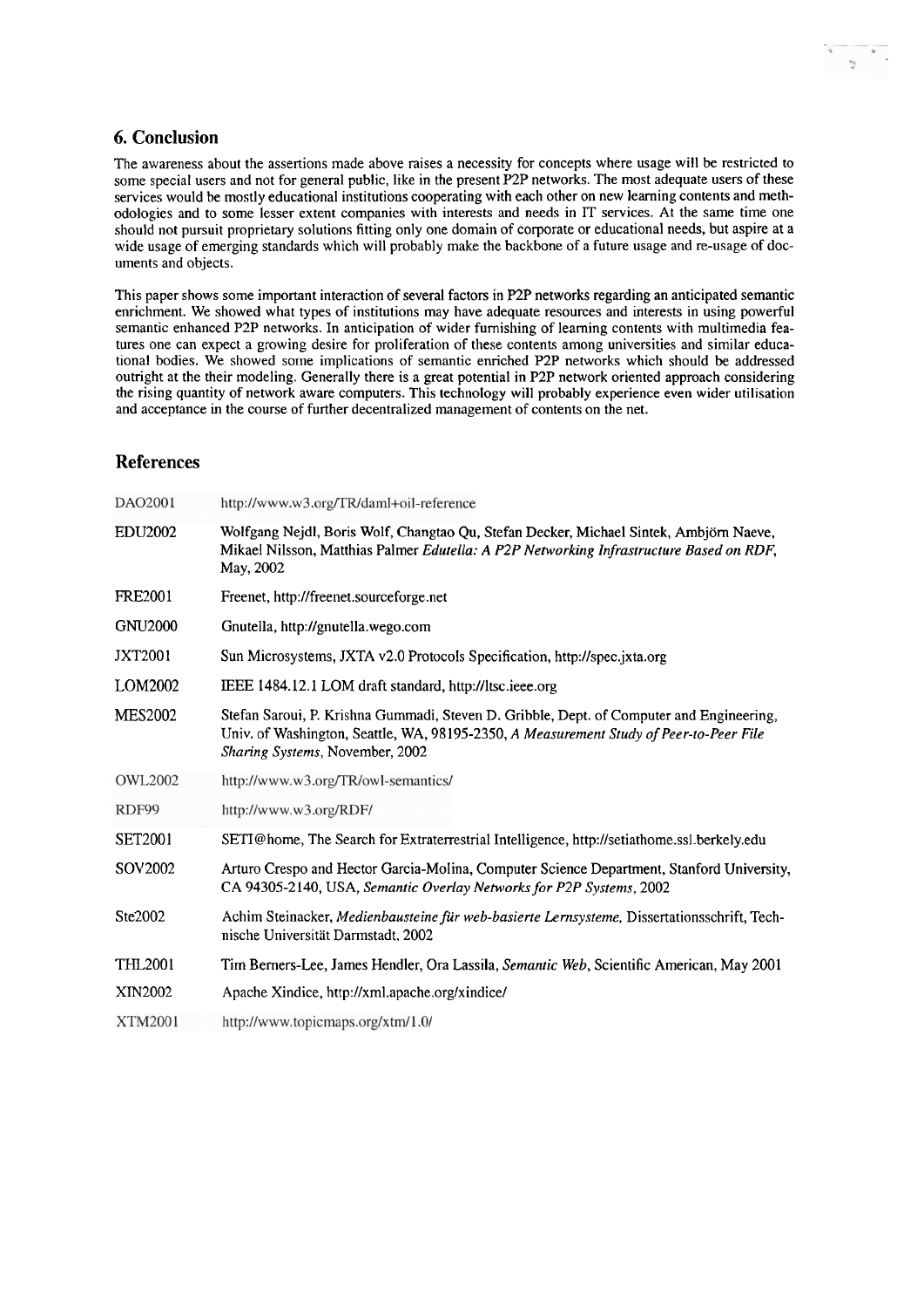## 6. Conclusion

The awareness about the assertions made above raises a necessity for concepts where usage will be restricted to some special users and not for general public, like in the present P2P networks. The most adequate users of these services would be mostly educational institutions cooperating with each other on new learning contents and methodologies and to some lesser extent companies with interests and needs in IT services. At the same time one should not pursuit proprietary solutions fitting only one domain of corporate or educational needs, but aspire at a wide usage of emerging standards which will probably make the backbone of a future usage and re-usage of documents and objects.

This paper shows some important interaction of several factors in P2P networks regarding an anticipated semantic enrichment. We showed what types of institutions may have adequate resources and interests in using powerful semantic enhanced P2P networks. In anticipation of wider furnishing of learning contents with multimedia features one can expect a growing desire for proliferation of these contents among universities and similar educational bodies. We showed some implications of semantic enriched P2P networks which should be addressed outright at the their modeling. Generally there is a great potential in P2P network oriented approach considering the rising quantity of network aware computers. This technology will probably experience even wider utilisation and acceptance in the course of further decentralized management of contents on the net.

## References

| | |
|---|---|
| DAO2001 | http://www.w3.org/TR/daml+oil-reference |
| EDU2002 | Wolfgang Nejdl, Boris Wolf, Changtao Qu, Stefan Decker, Michael Sintek, Ambjörn Naeve, Mikael Nilsson, Matthias Palmer *Edutella: A P2P Networking Infrastructure Based on RDF*, May, 2002 |
| FRE2001 | Freenet, http://freenet.sourceforge.net |
| GNU2000 | Gnutella, http://gnutella.wego.com |
| JXT2001 | Sun Microsystems, JXTA v2.0 Protocols Specification, http://spec.jxta.org |
| LOM2002 | IEEE 1484.12.1 LOM draft standard, http://ltsc.ieee.org |
| MES2002 | Stefan Saroui, P. Krishna Gummadi, Steven D. Gribble, Dept. of Computer and Engineering, Univ. of Washington, Seattle, WA, 98195-2350, *A Measurement Study of Peer-to-Peer File Sharing Systems*, November, 2002 |
| OWL2002 | http://www.w3.org/TR/owl-semantics/ |
| RDF99 | http://www.w3.org/RDF/ |
| SET2001 | SETI@home, The Search for Extraterrestrial Intelligence, http://setiathome.ssl.berkely.edu |
| SOV2002 | Arturo Crespo and Hector Garcia-Molina, Computer Science Department, Stanford University, CA 94305-2140, USA, *Semantic Overlay Networks for P2P Systems*, 2002 |
| Ste2002 | Achim Steinacker, *Medienbausteine für web-basierte Lernsysteme*, Dissertationsschrift, Technische Universität Darmstadt, 2002 |
| THL2001 | Tim Berners-Lee, James Hendler, Ora Lassila, *Semantic Web*, Scientific American, May 2001 |
| XIN2002 | Apache Xindice, http://xml.apache.org/xindice/ |
| XTM2001 | http://www.topicmaps.org/xtm/1.0/ |